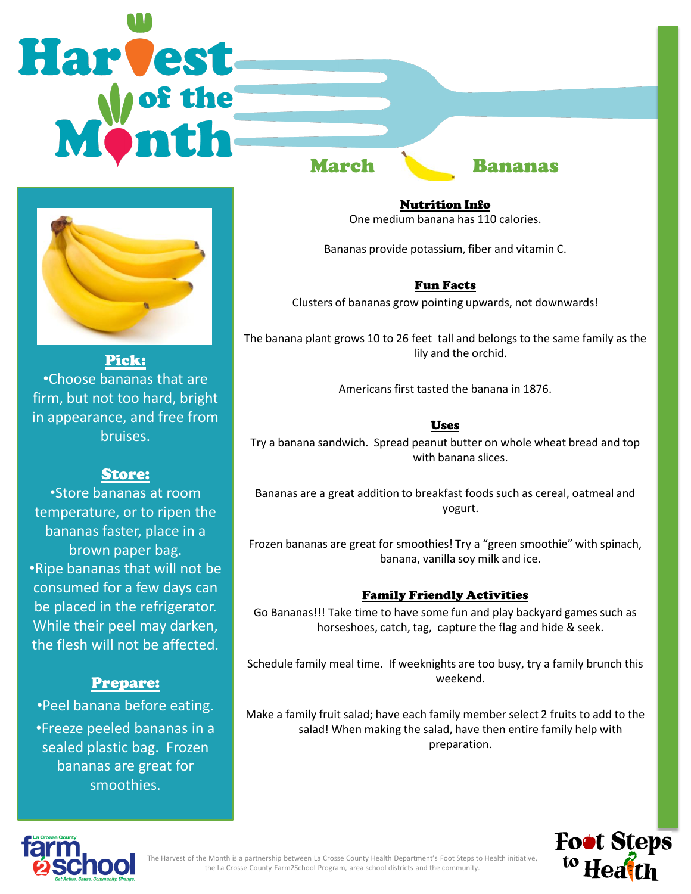# Harvest of the Month

## March — Bananas

### Pick:

- Choose bananas that are firm, but not too hard, bright in appearance, and free from bruises.

### Store:

- Store bananas at room temperature, or to ripen the bananas faster, place in a brown paper bag.
- Ripe bananas that will not be consumed for a few days can be placed in the refrigerator. While their peel may darken, the flesh will not be affected.

### Prepare:

- Peel banana before eating.
- Freeze peeled bananas in a sealed plastic bag. Frozen bananas are great for smoothies.

### Nutrition Info

One medium banana has 110 calories.

Bananas provide potassium, fiber and vitamin C.

### Fun Facts

Clusters of bananas grow pointing upwards, not downwards!

The banana plant grows 10 to 26 feet tall and belongs to the same family as the lily and the orchid.

Americans first tasted the banana in 1876.

### Uses

Try a banana sandwich. Spread peanut butter on whole wheat bread and top with banana slices.

Bananas are a great addition to breakfast foods such as cereal, oatmeal and yogurt.

Frozen bananas are great for smoothies! Try a "green smoothie" with spinach, banana, vanilla soy milk and ice.

### Family Friendly Activities

Go Bananas!!! Take time to have some fun and play backyard games such as horseshoes, catch, tag, capture the flag and hide & seek.

Schedule family meal time. If weeknights are too busy, try a family brunch this weekend.

Make a family fruit salad; have each family member select 2 fruits to add to the salad! When making the salad, have then entire family help with preparation.

La Crosse County farm 2 school — Get Active. Cause. Community. Change.

The Harvest of the Month is a partnership between La Crosse County Health Department's Foot Steps to Health initiative, the La Crosse County Farm2School Program, area school districts and the community.

Foot Steps to Health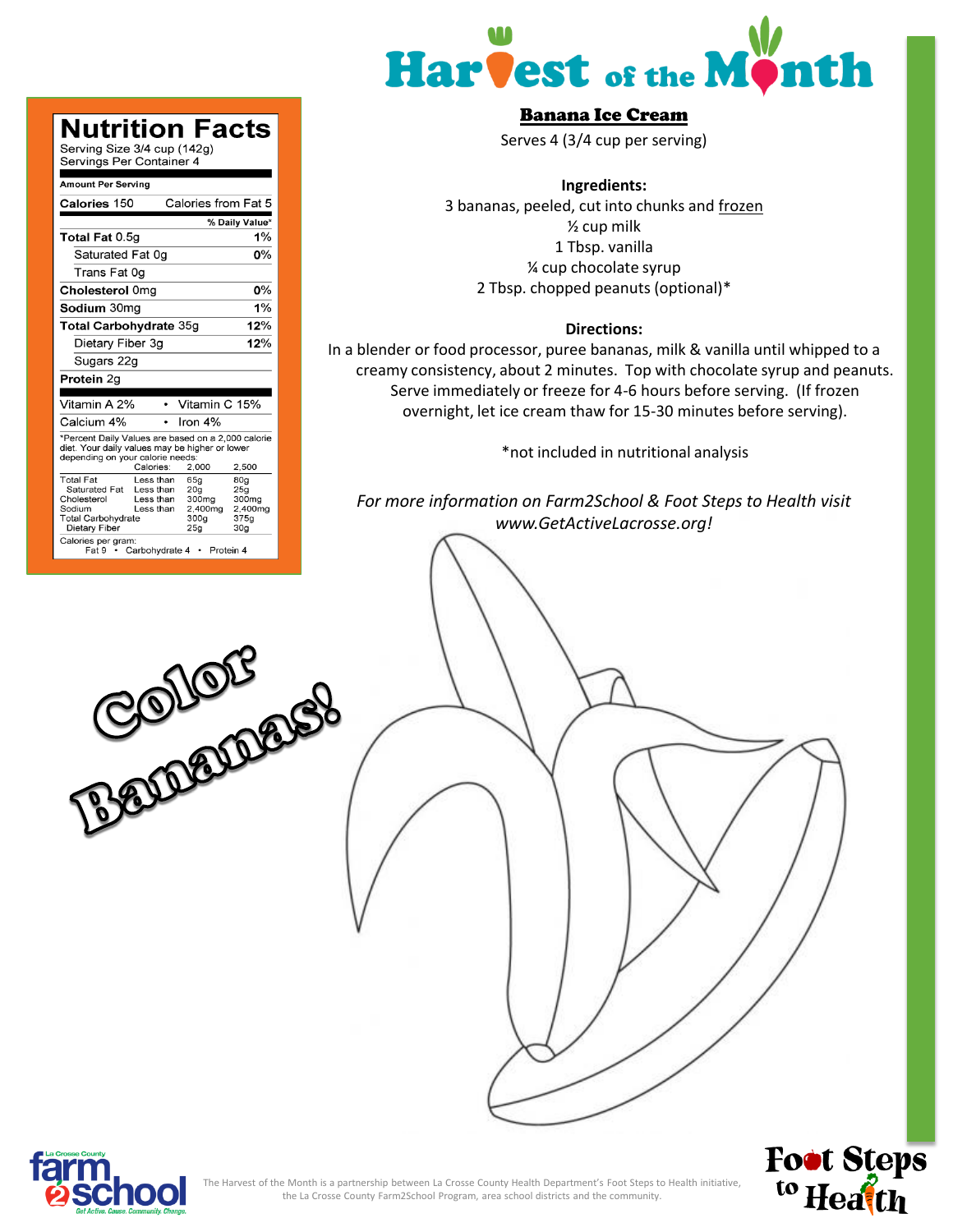# Harvest of the Month

## Banana Ice Cream

Serves 4 (3/4 cup per serving)

**Ingredients:**

3 bananas, peeled, cut into chunks and frozen
½ cup milk
1 Tbsp. vanilla
¼ cup chocolate syrup
2 Tbsp. chopped peanuts (optional)*

**Directions:**

In a blender or food processor, puree bananas, milk & vanilla until whipped to a creamy consistency, about 2 minutes. Top with chocolate syrup and peanuts. Serve immediately or freeze for 4-6 hours before serving. (If frozen overnight, let ice cream thaw for 15-30 minutes before serving).

*not included in nutritional analysis

*For more information on Farm2School & Foot Steps to Health visit www.GetActiveLacrosse.org!*

## Nutrition Facts

Serving Size 3/4 cup (142g)
Servings Per Container 4

| Amount Per Serving | |
|---|---|
| **Calories** 150 | Calories from Fat 5 |
| | **% Daily Value*** |
| **Total Fat** 0.5g | 1% |
| Saturated Fat 0g | 0% |
| Trans Fat 0g | |
| **Cholesterol** 0mg | 0% |
| **Sodium** 30mg | 1% |
| **Total Carbohydrate** 35g | 12% |
| Dietary Fiber 3g | 12% |
| Sugars 22g | |
| **Protein** 2g | |
| Vitamin A 2% | Vitamin C 15% |
| Calcium 4% | Iron 4% |

*Percent Daily Values are based on a 2,000 calorie diet. Your daily values may be higher or lower depending on your calorie needs:

| | | Calories: 2,000 | 2,500 |
|---|---|---|---|
| Total Fat | Less than | 65g | 80g |
| Saturated Fat | Less than | 20g | 25g |
| Cholesterol | Less than | 300mg | 300mg |
| Sodium | Less than | 2,400mg | 2,400mg |
| Total Carbohydrate | | 300g | 375g |
| Dietary Fiber | | 25g | 30g |

Calories per gram:
Fat 9 • Carbohydrate 4 • Protein 4

Color Bananas!

The Harvest of the Month is a partnership between La Crosse County Health Department's Foot Steps to Health initiative, the La Crosse County Farm2School Program, area school districts and the community.